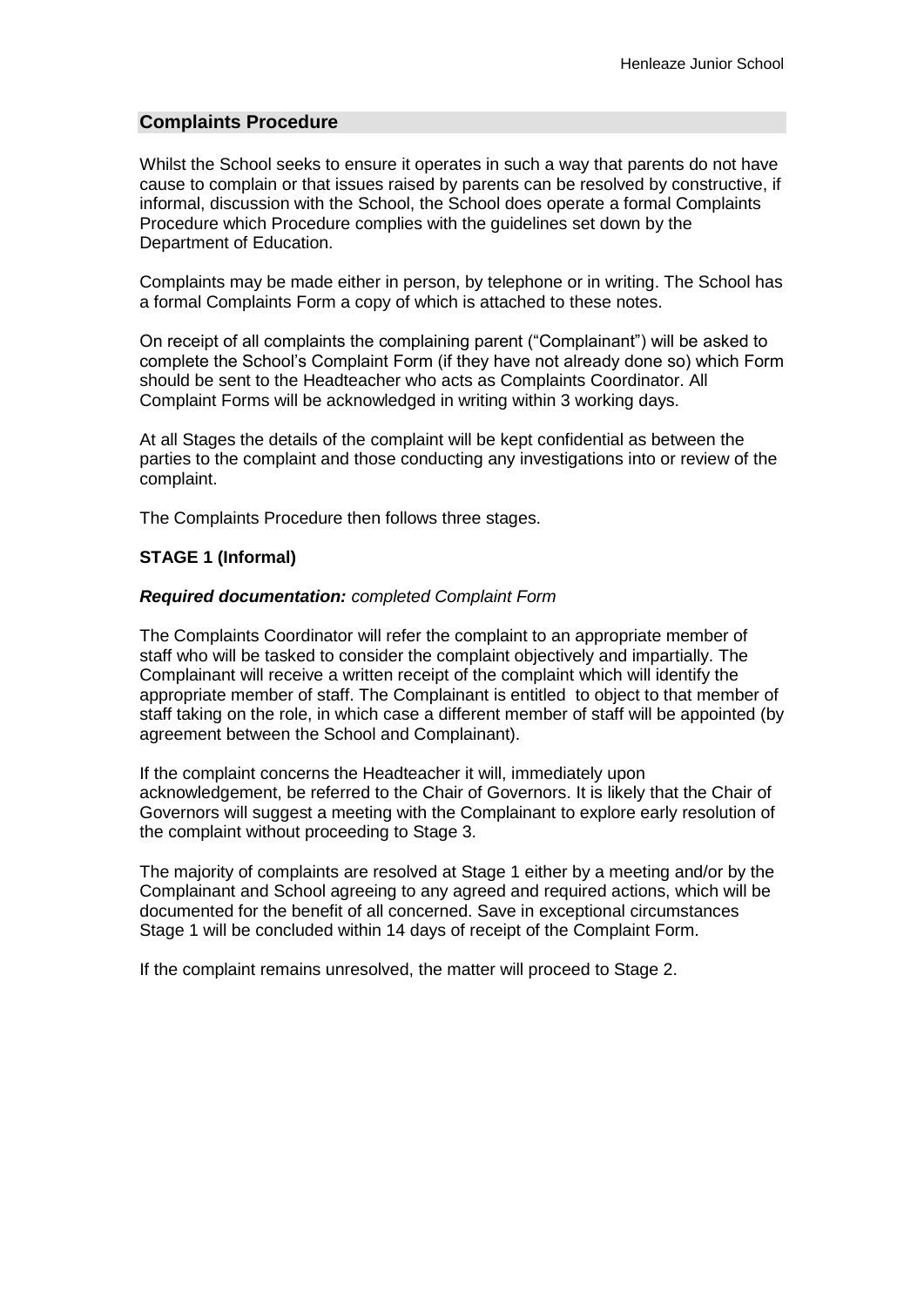## Complaints Procedure

Whilst the School seeks to ensure it operates in such a way that parents do not have cause to complain or that issues raised by parents can be resolved by constructive, if informal, discussion with the School, the School does operate a formal Complaints Procedure which Procedure complies with the guidelines set down by the Department of Education.

Complaints may be made either in person, by telephone or in writing. The School has a formal Complaints Form a copy of which is attached to these notes.

On receipt of all complaints the complaining parent ("Complainant") will be asked to complete the School's Complaint Form (if they have not already done so) which Form should be sent to the Headteacher who acts as Complaints Coordinator. All Complaint Forms will be acknowledged in writing within 3 working days.

At all Stages the details of the complaint will be kept confidential as between the parties to the complaint and those conducting any investigations into or review of the complaint.

The Complaints Procedure then follows three stages.

### STAGE 1 (Informal)

***Required documentation:*** *completed Complaint Form*

The Complaints Coordinator will refer the complaint to an appropriate member of staff who will be tasked to consider the complaint objectively and impartially. The Complainant will receive a written receipt of the complaint which will identify the appropriate member of staff. The Complainant is entitled to object to that member of staff taking on the role, in which case a different member of staff will be appointed (by agreement between the School and Complainant).

If the complaint concerns the Headteacher it will, immediately upon acknowledgement, be referred to the Chair of Governors. It is likely that the Chair of Governors will suggest a meeting with the Complainant to explore early resolution of the complaint without proceeding to Stage 3.

The majority of complaints are resolved at Stage 1 either by a meeting and/or by the Complainant and School agreeing to any agreed and required actions, which will be documented for the benefit of all concerned. Save in exceptional circumstances Stage 1 will be concluded within 14 days of receipt of the Complaint Form.

If the complaint remains unresolved, the matter will proceed to Stage 2.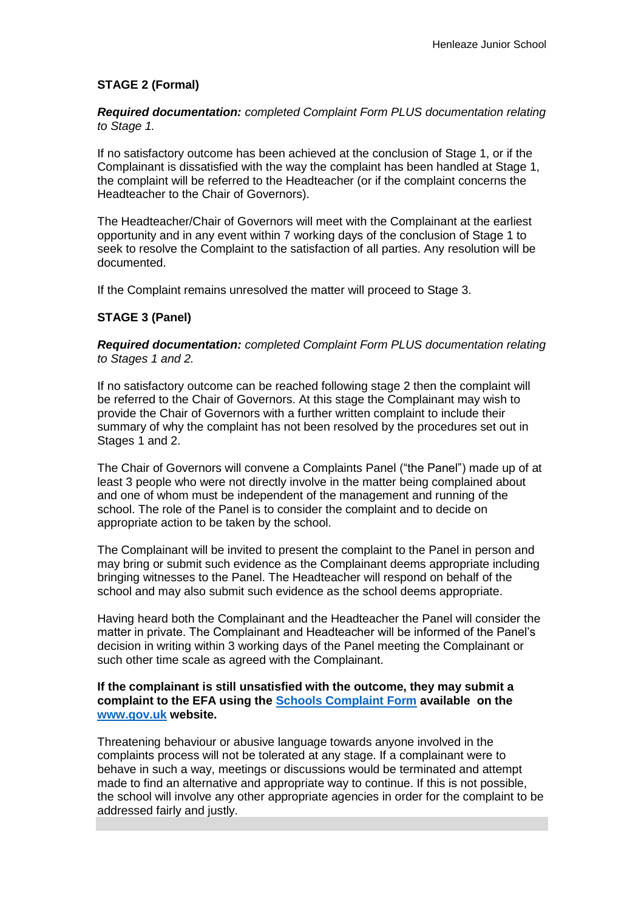**STAGE 2 (Formal)**

***Required documentation:*** *completed Complaint Form PLUS documentation relating to Stage 1.*

If no satisfactory outcome has been achieved at the conclusion of Stage 1, or if the Complainant is dissatisfied with the way the complaint has been handled at Stage 1, the complaint will be referred to the Headteacher (or if the complaint concerns the Headteacher to the Chair of Governors).

The Headteacher/Chair of Governors will meet with the Complainant at the earliest opportunity and in any event within 7 working days of the conclusion of Stage 1 to seek to resolve the Complaint to the satisfaction of all parties. Any resolution will be documented.

If the Complaint remains unresolved the matter will proceed to Stage 3.

**STAGE 3 (Panel)**

***Required documentation:*** *completed Complaint Form PLUS documentation relating to Stages 1 and 2.*

If no satisfactory outcome can be reached following stage 2 then the complaint will be referred to the Chair of Governors. At this stage the Complainant may wish to provide the Chair of Governors with a further written complaint to include their summary of why the complaint has not been resolved by the procedures set out in Stages 1 and 2.

The Chair of Governors will convene a Complaints Panel ("the Panel") made up of at least 3 people who were not directly involve in the matter being complained about and one of whom must be independent of the management and running of the school. The role of the Panel is to consider the complaint and to decide on appropriate action to be taken by the school.

The Complainant will be invited to present the complaint to the Panel in person and may bring or submit such evidence as the Complainant deems appropriate including bringing witnesses to the Panel. The Headteacher will respond on behalf of the school and may also submit such evidence as the school deems appropriate.

Having heard both the Complainant and the Headteacher the Panel will consider the matter in private. The Complainant and Headteacher will be informed of the Panel's decision in writing within 3 working days of the Panel meeting the Complainant or such other time scale as agreed with the Complainant.

**If the complainant is still unsatisfied with the outcome, they may submit a complaint to the EFA using the [Schools Complaint Form](Schools Complaint Form) available on the [www.gov.uk](www.gov.uk) website.**

Threatening behaviour or abusive language towards anyone involved in the complaints process will not be tolerated at any stage. If a complainant were to behave in such a way, meetings or discussions would be terminated and attempt made to find an alternative and appropriate way to continue. If this is not possible, the school will involve any other appropriate agencies in order for the complaint to be addressed fairly and justly.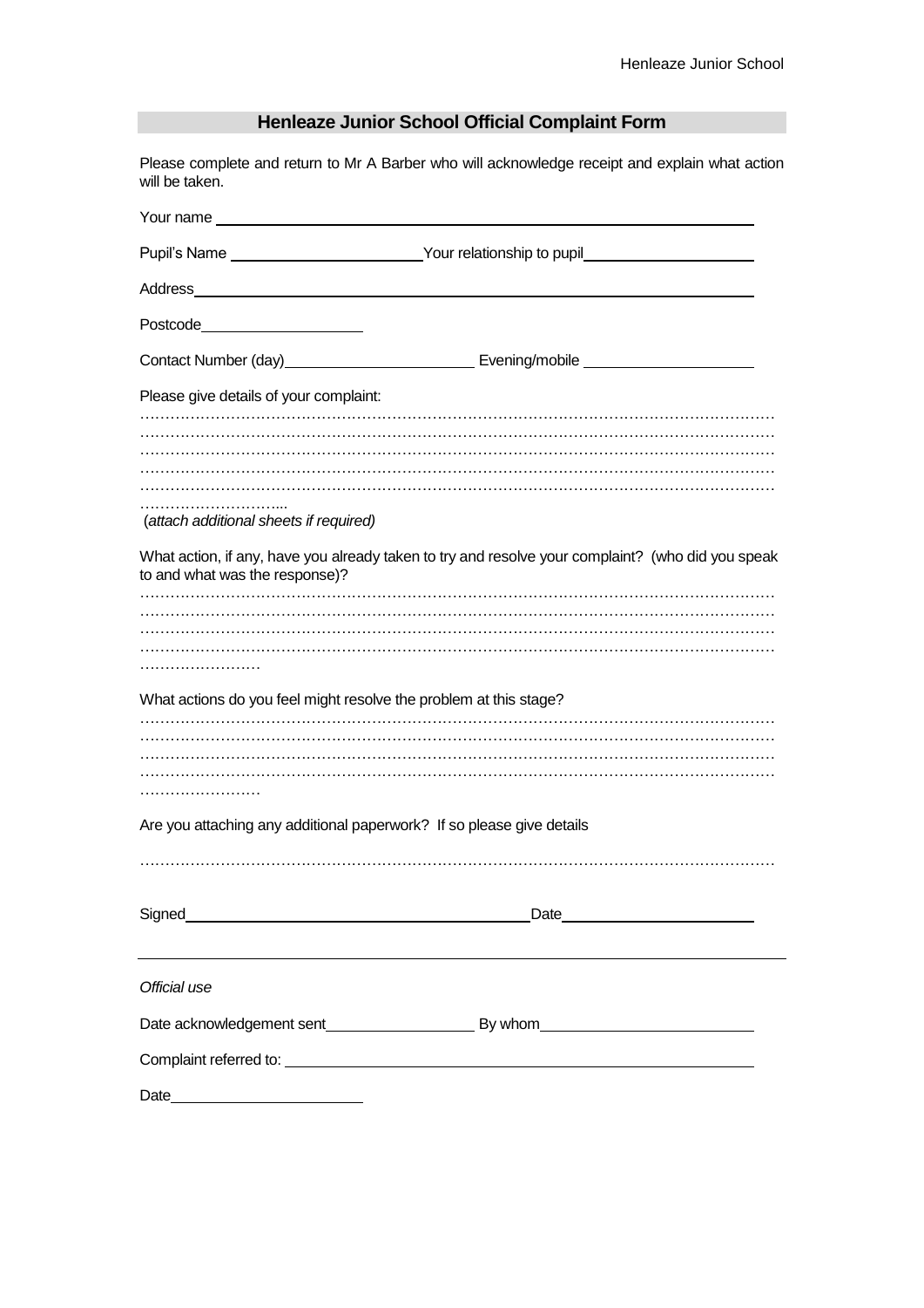## Henleaze Junior School Official Complaint Form

Please complete and return to Mr A Barber who will acknowledge receipt and explain what action will be taken.

Your name ______________________________________________

Pupil's Name ______________________ Your relationship to pupil ____________________

Address ______________________________________________

Postcode ____________________

Contact Number (day) ______________________ Evening/mobile ____________________

Please give details of your complaint:

……………………………………………………………………………………………………………
……………………………………………………………………………………………………………
……………………………………………………………………………………………………………
……………………………………………………………………………………………………………
……………………………………………………………………………………………………………
………………………...

(*attach additional sheets if required*)

What action, if any, have you already taken to try and resolve your complaint? (who did you speak to and what was the response)?

……………………………………………………………………………………………………………
……………………………………………………………………………………………………………
……………………………………………………………………………………………………………
……………………………………………………………………………………………………………
……………………

What actions do you feel might resolve the problem at this stage?

……………………………………………………………………………………………………………
……………………………………………………………………………………………………………
……………………………………………………………………………………………………………
……………………………………………………………………………………………………………
……………………

Are you attaching any additional paperwork? If so please give details

……………………………………………………………………………………………………………

Signed ______________________________________ Date ______________________

---

*Official use*

Date acknowledgement sent __________________ By whom __________________________

Complaint referred to: ______________________________________________

Date ______________________